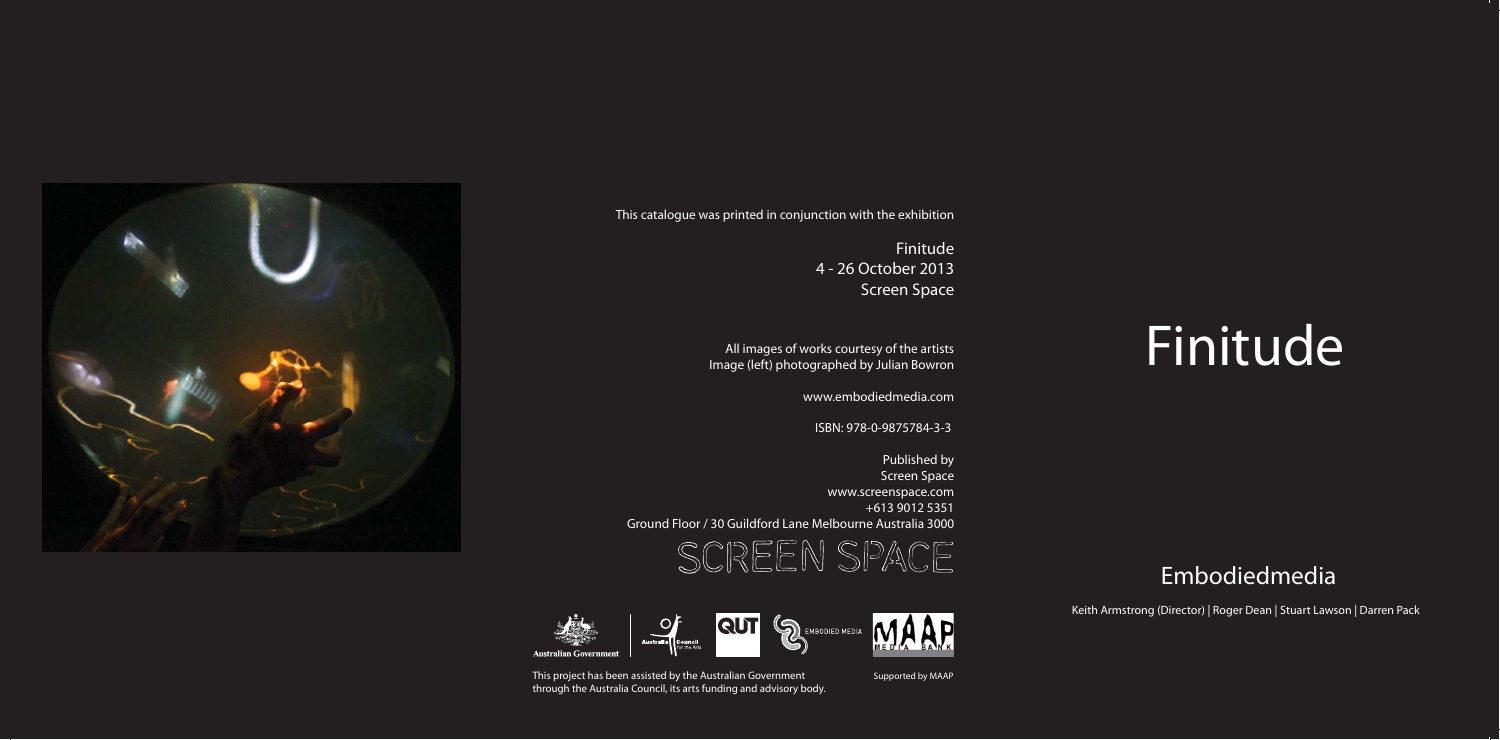This catalogue was printed in conjunction with the exhibition

Finitude
4 - 26 October 2013
Screen Space

All images of works courtesy of the artists
Image (left) photographed by Julian Bowron

www.embodiedmedia.com

ISBN: 978-0-9875784-3-3

Published by
Screen Space
www.screenspace.com
+613 9012 5351
Ground Floor / 30 Guildford Lane Melbourne Australia 3000

SCREEN SPACE

This project has been assisted by the Australian Government through the Australia Council, its arts funding and advisory body.

Supported by MAAP

# Finitude

## Embodiedmedia

Keith Armstrong (Director) | Roger Dean | Stuart Lawson | Darren Pack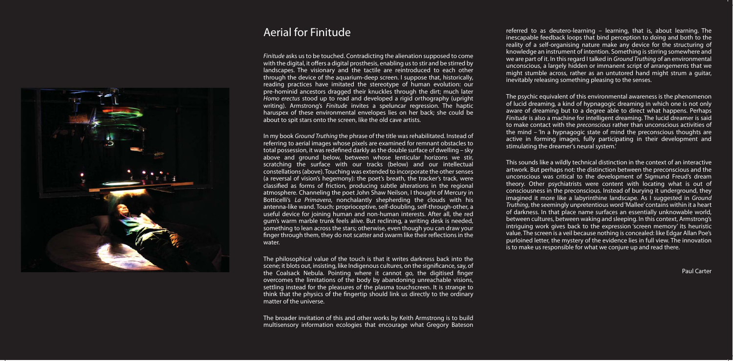# Aerial for Finitude

*Finitude* asks us to be touched. Contradicting the alienation supposed to come with the digital, it offers a digital prosthesis, enabling us to stir and be stirred by landscapes. The visionary and the tactile are reintroduced to each other through the device of the aquarium-deep screen. I suppose that, historically, reading practices have imitated the stereotype of human evolution: our pre-hominid ancestors dragged their knuckles through the dirt; much later *Homo erectus* stood up to read and developed a rigid orthography (upright writing). Armstrong's *Finitude* invites a speluncar regression. The haptic haruspex of these environmental envelopes lies on her back; she could be about to spit stars onto the screen, like the old cave artists.

In my book *Ground Truthing* the phrase of the title was rehabilitated. Instead of referring to aerial images whose pixels are examined for remnant obstacles to total possession, it was redefined darkly as the double surface of dwelling – sky above and ground below, between whose lenticular horizons we stir, scratching the surface with our tracks (below) and our intellectual constellations (above). Touching was extended to incorporate the other senses (a reversal of vision's hegemony): the poet's breath, the tracker's track, were classified as forms of friction, producing subtle alterations in the regional atmosphere. Channeling the poet John Shaw Neilson, I thought of Mercury in Botticelli's *La Primavera*, nonchalantly shepherding the clouds with his antenna-like wand. Touch: proprioceptive, self-doubling, self-through-other, a useful device for joining human and non-human interests. After all, the red gum's warm marble trunk feels alive. But reclining, a writing desk is needed, something to lean across the stars; otherwise, even though you can draw your finger through them, they do not scatter and swarm like their reflections in the water.

The philosophical value of the touch is that it writes darkness back into the scene; it blots out, insisting, like Indigenous cultures, on the significance, say, of the Coalsack Nebula. Pointing where it cannot go, the digitised finger overcomes the limitations of the body by abandoning unreachable visions, settling instead for the pleasures of the plasma touchscreen. It is strange to think that the physics of the fingertip should link us directly to the ordinary matter of the universe.

The broader invitation of this and other works by Keith Armstrong is to build multisensory information ecologies that encourage what Gregory Bateson referred to as deutero-learning – learning, that is, about learning. The inescapable feedback loops that bind perception to doing and both to the reality of a self-organising nature make any device for the structuring of knowledge an instrument of intention. Something is stirring somewhere and we are part of it. In this regard I talked in *Ground Truthing* of an environmental unconscious, a largely hidden or immanent script of arrangements that we might stumble across, rather as an untutored hand might strum a guitar, inevitably releasing something pleasing to the senses.

The psychic equivalent of this environmental awareness is the phenomenon of lucid dreaming, a kind of hypnagogic dreaming in which one is not only aware of dreaming but to a degree able to direct what happens. Perhaps *Finitude* is also a machine for intelligent dreaming. The lucid dreamer is said to make contact with the *preconscious* rather than unconscious activities of the mind – 'In a hypnagogic state of mind the preconscious thoughts are active in forming images, fully participating in their development and stimulating the dreamer's neural system.'

This sounds like a wildly technical distinction in the context of an interactive artwork. But perhaps not: the distinction between the preconscious and the unconscious was critical to the development of Sigmund Freud's dream theory. Other psychiatrists were content with locating what is out of consciousness in the preconscious. Instead of burying it underground, they imagined it more like a labyrinthine landscape. As I suggested in *Ground Truthing*, the seemingly unpretentious word 'Mallee' contains within it a heart of darkness. In that place name surfaces an essentially unknowable world, between cultures, between waking and sleeping. In this context, Armstrong's intriguing work gives back to the expression 'screen memory' its heuristic value. The screen is a veil because nothing is concealed: like Edgar Allan Poe's purloined letter, the mystery of the evidence lies in full view. The innovation is to make us responsible for what we conjure up and read there.

Paul Carter